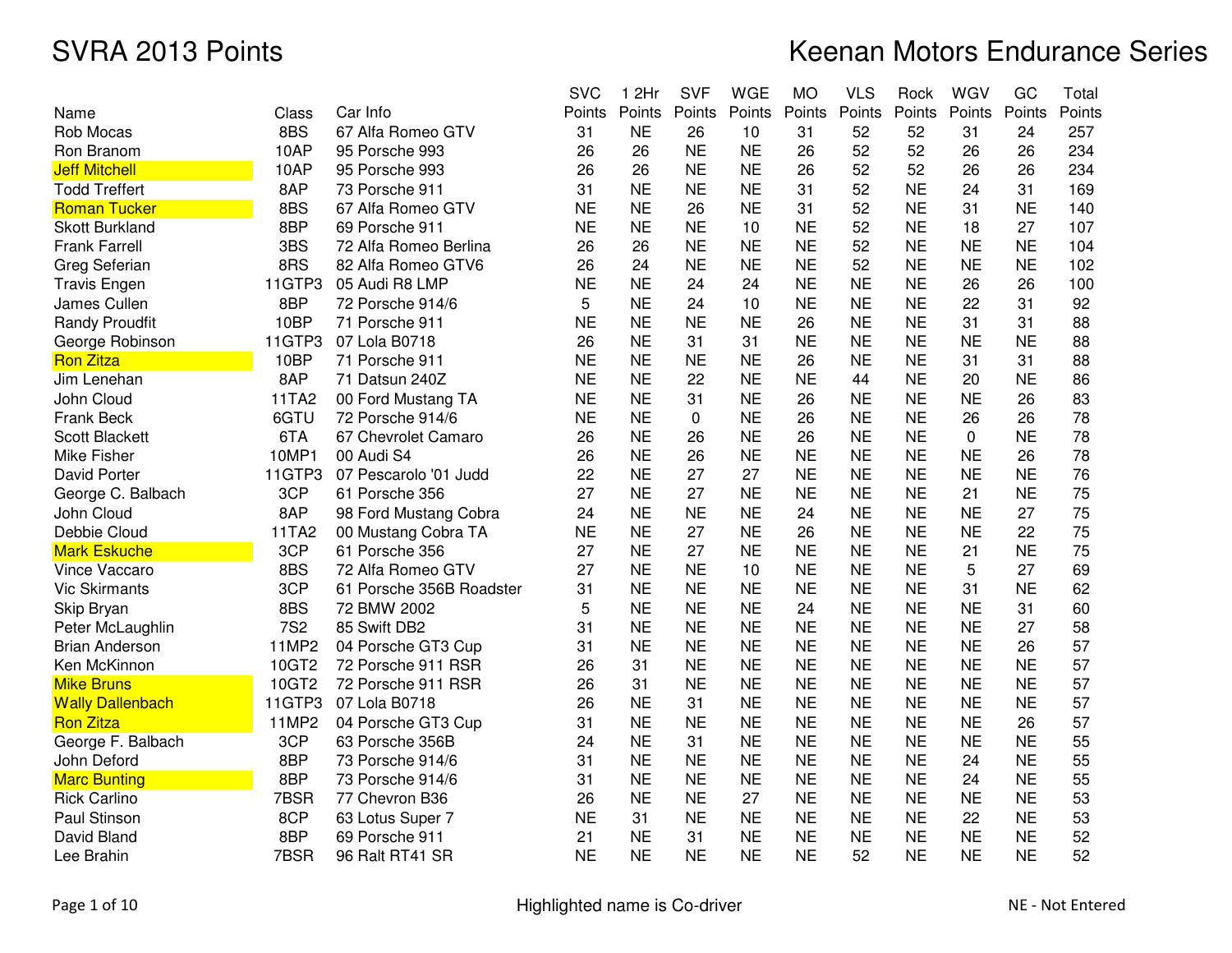# SVRA 2013 Points

# Keenan Motors Endurance Series

| Name | Class | Car Info | SVC Points | 1 2Hr Points | SVF Points | WGE Points | MO Points | VLS Points | Rock Points | WGV Points | GC Points | Total Points |
|---|---|---|---|---|---|---|---|---|---|---|---|---|
| Rob Mocas | 8BS | 67 Alfa Romeo GTV | 31 | NE | 26 | 10 | 31 | 52 | 52 | 31 | 24 | 257 |
| Ron Branom | 10AP | 95 Porsche 993 | 26 | 26 | NE | NE | 26 | 52 | 52 | 26 | 26 | 234 |
| Jeff Mitchell | 10AP | 95 Porsche 993 | 26 | 26 | NE | NE | 26 | 52 | 52 | 26 | 26 | 234 |
| Todd Treffert | 8AP | 73 Porsche 911 | 31 | NE | NE | NE | 31 | 52 | NE | 24 | 31 | 169 |
| Roman Tucker | 8BS | 67 Alfa Romeo GTV | NE | NE | 26 | NE | 31 | 52 | NE | 31 | NE | 140 |
| Skott Burkland | 8BP | 69 Porsche 911 | NE | NE | NE | 10 | NE | 52 | NE | 18 | 27 | 107 |
| Frank Farrell | 3BS | 72 Alfa Romeo Berlina | 26 | 26 | NE | NE | NE | 52 | NE | NE | NE | 104 |
| Greg Seferian | 8RS | 82 Alfa Romeo GTV6 | 26 | 24 | NE | NE | NE | 52 | NE | NE | NE | 102 |
| Travis Engen | 11GTP3 | 05 Audi R8 LMP | NE | NE | 24 | 24 | NE | NE | NE | 26 | 26 | 100 |
| James Cullen | 8BP | 72 Porsche 914/6 | 5 | NE | 24 | 10 | NE | NE | NE | 22 | 31 | 92 |
| Randy Proudfit | 10BP | 71 Porsche 911 | NE | NE | NE | NE | 26 | NE | NE | 31 | 31 | 88 |
| George Robinson | 11GTP3 | 07 Lola B0718 | 26 | NE | 31 | 31 | NE | NE | NE | NE | NE | 88 |
| Ron Zitza | 10BP | 71 Porsche 911 | NE | NE | NE | NE | 26 | NE | NE | 31 | 31 | 88 |
| Jim Lenehan | 8AP | 71 Datsun 240Z | NE | NE | 22 | NE | NE | 44 | NE | 20 | NE | 86 |
| John Cloud | 11TA2 | 00 Ford Mustang TA | NE | NE | 31 | NE | 26 | NE | NE | NE | 26 | 83 |
| Frank Beck | 6GTU | 72 Porsche 914/6 | NE | NE | 0 | NE | 26 | NE | NE | 26 | 26 | 78 |
| Scott Blackett | 6TA | 67 Chevrolet Camaro | 26 | NE | 26 | NE | 26 | NE | NE | 0 | NE | 78 |
| Mike Fisher | 10MP1 | 00 Audi S4 | 26 | NE | 26 | NE | NE | NE | NE | NE | 26 | 78 |
| David Porter | 11GTP3 | 07 Pescarolo '01 Judd | 22 | NE | 27 | 27 | NE | NE | NE | NE | NE | 76 |
| George C. Balbach | 3CP | 61 Porsche 356 | 27 | NE | 27 | NE | NE | NE | NE | 21 | NE | 75 |
| John Cloud | 8AP | 98 Ford Mustang Cobra | 24 | NE | NE | NE | 24 | NE | NE | NE | 27 | 75 |
| Debbie Cloud | 11TA2 | 00 Mustang Cobra TA | NE | NE | 27 | NE | 26 | NE | NE | NE | 22 | 75 |
| Mark Eskuche | 3CP | 61 Porsche 356 | 27 | NE | 27 | NE | NE | NE | NE | 21 | NE | 75 |
| Vince Vaccaro | 8BS | 72 Alfa Romeo GTV | 27 | NE | NE | 10 | NE | NE | NE | 5 | 27 | 69 |
| Vic Skirmants | 3CP | 61 Porsche 356B Roadster | 31 | NE | NE | NE | NE | NE | NE | 31 | NE | 62 |
| Skip Bryan | 8BS | 72 BMW 2002 | 5 | NE | NE | NE | 24 | NE | NE | NE | 31 | 60 |
| Peter McLaughlin | 7S2 | 85 Swift DB2 | 31 | NE | NE | NE | NE | NE | NE | NE | 27 | 58 |
| Brian Anderson | 11MP2 | 04 Porsche GT3 Cup | 31 | NE | NE | NE | NE | NE | NE | NE | 26 | 57 |
| Ken McKinnon | 10GT2 | 72 Porsche 911 RSR | 26 | 31 | NE | NE | NE | NE | NE | NE | NE | 57 |
| Mike Bruns | 10GT2 | 72 Porsche 911 RSR | 26 | 31 | NE | NE | NE | NE | NE | NE | NE | 57 |
| Wally Dallenbach | 11GTP3 | 07 Lola B0718 | 26 | NE | 31 | NE | NE | NE | NE | NE | NE | 57 |
| Ron Zitza | 11MP2 | 04 Porsche GT3 Cup | 31 | NE | NE | NE | NE | NE | NE | NE | 26 | 57 |
| George F. Balbach | 3CP | 63 Porsche 356B | 24 | NE | 31 | NE | NE | NE | NE | NE | NE | 55 |
| John Deford | 8BP | 73 Porsche 914/6 | 31 | NE | NE | NE | NE | NE | NE | 24 | NE | 55 |
| Marc Bunting | 8BP | 73 Porsche 914/6 | 31 | NE | NE | NE | NE | NE | NE | 24 | NE | 55 |
| Rick Carlino | 7BSR | 77 Chevron B36 | 26 | NE | NE | 27 | NE | NE | NE | NE | NE | 53 |
| Paul Stinson | 8CP | 63 Lotus Super 7 | NE | 31 | NE | NE | NE | NE | NE | 22 | NE | 53 |
| David Bland | 8BP | 69 Porsche 911 | 21 | NE | 31 | NE | NE | NE | NE | NE | NE | 52 |
| Lee Brahin | 7BSR | 96 Ralt RT41 SR | NE | NE | NE | NE | NE | 52 | NE | NE | NE | 52 |

Highlighted name is Co-driver

NE - Not Entered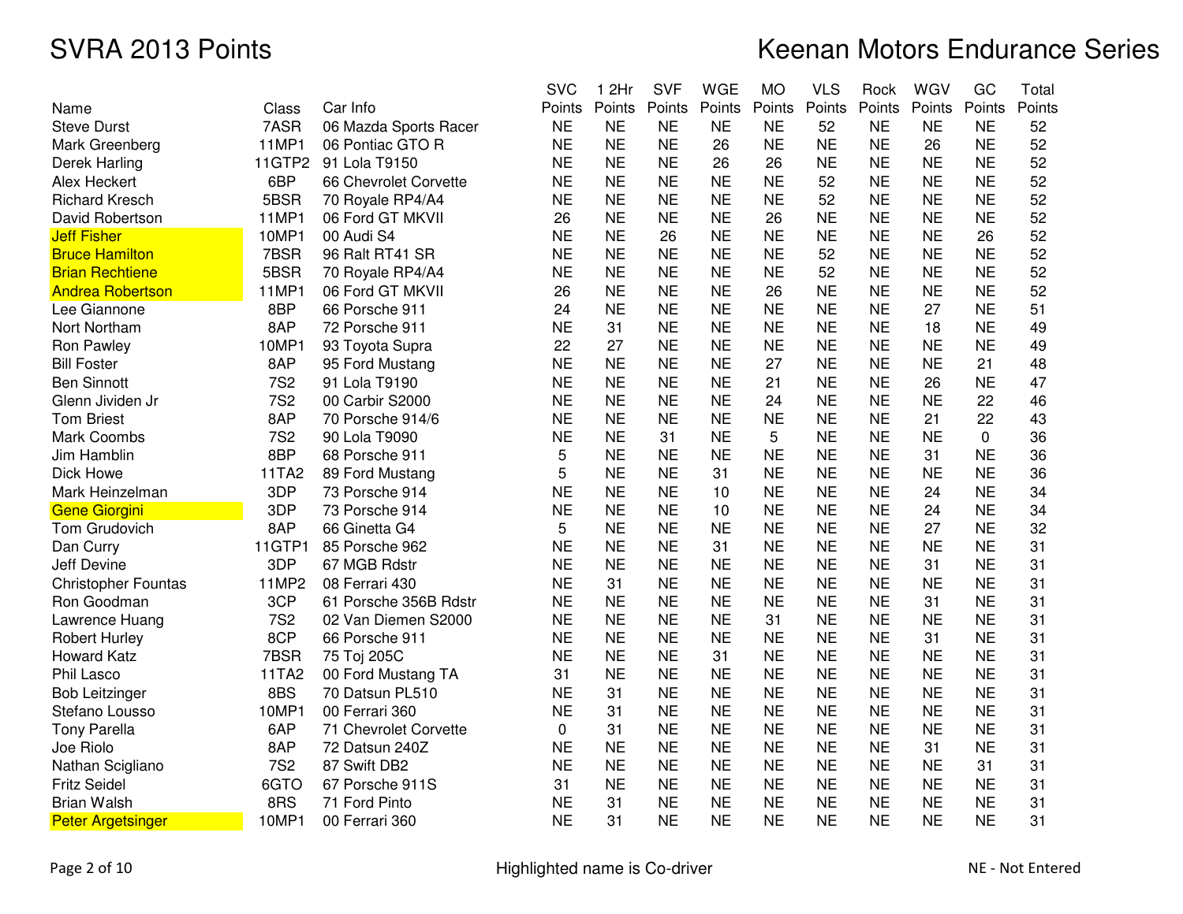# SVRA 2013 Points

# Keenan Motors Endurance Series

| Name | Class | Car Info | SVC Points | 1 2Hr Points | SVF Points | WGE Points | MO Points | VLS Points | Rock Points | WGV Points | GC Points | Total Points |
|---|---|---|---|---|---|---|---|---|---|---|---|---|
| Steve Durst | 7ASR | 06 Mazda Sports Racer | NE | NE | NE | NE | NE | 52 | NE | NE | NE | 52 |
| Mark Greenberg | 11MP1 | 06 Pontiac GTO R | NE | NE | NE | 26 | NE | NE | NE | 26 | NE | 52 |
| Derek Harling | 11GTP2 | 91 Lola T9150 | NE | NE | NE | 26 | 26 | NE | NE | NE | NE | 52 |
| Alex Heckert | 6BP | 66 Chevrolet Corvette | NE | NE | NE | NE | NE | 52 | NE | NE | NE | 52 |
| Richard Kresch | 5BSR | 70 Royale RP4/A4 | NE | NE | NE | NE | NE | 52 | NE | NE | NE | 52 |
| David Robertson | 11MP1 | 06 Ford GT MKVII | 26 | NE | NE | NE | 26 | NE | NE | NE | NE | 52 |
| Jeff Fisher | 10MP1 | 00 Audi S4 | NE | NE | 26 | NE | NE | NE | NE | NE | 26 | 52 |
| Bruce Hamilton | 7BSR | 96 Ralt RT41 SR | NE | NE | NE | NE | NE | 52 | NE | NE | NE | 52 |
| Brian Rechtiene | 5BSR | 70 Royale RP4/A4 | NE | NE | NE | NE | NE | 52 | NE | NE | NE | 52 |
| Andrea Robertson | 11MP1 | 06 Ford GT MKVII | 26 | NE | NE | NE | 26 | NE | NE | NE | NE | 52 |
| Lee Giannone | 8BP | 66 Porsche 911 | 24 | NE | NE | NE | NE | NE | NE | 27 | NE | 51 |
| Nort Northam | 8AP | 72 Porsche 911 | NE | 31 | NE | NE | NE | NE | NE | 18 | NE | 49 |
| Ron Pawley | 10MP1 | 93 Toyota Supra | 22 | 27 | NE | NE | NE | NE | NE | NE | NE | 49 |
| Bill Foster | 8AP | 95 Ford Mustang | NE | NE | NE | NE | 27 | NE | NE | NE | 21 | 48 |
| Ben Sinnott | 7S2 | 91 Lola T9190 | NE | NE | NE | NE | 21 | NE | NE | 26 | NE | 47 |
| Glenn Jividen Jr | 7S2 | 00 Carbir S2000 | NE | NE | NE | NE | 24 | NE | NE | NE | 22 | 46 |
| Tom Briest | 8AP | 70 Porsche 914/6 | NE | NE | NE | NE | NE | NE | NE | 21 | 22 | 43 |
| Mark Coombs | 7S2 | 90 Lola T9090 | NE | NE | 31 | NE | 5 | NE | NE | NE | 0 | 36 |
| Jim Hamblin | 8BP | 68 Porsche 911 | 5 | NE | NE | NE | NE | NE | NE | 31 | NE | 36 |
| Dick Howe | 11TA2 | 89 Ford Mustang | 5 | NE | NE | 31 | NE | NE | NE | NE | NE | 36 |
| Mark Heinzelman | 3DP | 73 Porsche 914 | NE | NE | NE | 10 | NE | NE | NE | 24 | NE | 34 |
| Gene Giorgini | 3DP | 73 Porsche 914 | NE | NE | NE | 10 | NE | NE | NE | 24 | NE | 34 |
| Tom Grudovich | 8AP | 66 Ginetta G4 | 5 | NE | NE | NE | NE | NE | NE | 27 | NE | 32 |
| Dan Curry | 11GTP1 | 85 Porsche 962 | NE | NE | NE | 31 | NE | NE | NE | NE | NE | 31 |
| Jeff Devine | 3DP | 67 MGB Rdstr | NE | NE | NE | NE | NE | NE | NE | 31 | NE | 31 |
| Christopher Fountas | 11MP2 | 08 Ferrari 430 | NE | 31 | NE | NE | NE | NE | NE | NE | NE | 31 |
| Ron Goodman | 3CP | 61 Porsche 356B Rdstr | NE | NE | NE | NE | NE | NE | NE | 31 | NE | 31 |
| Lawrence Huang | 7S2 | 02 Van Diemen S2000 | NE | NE | NE | NE | 31 | NE | NE | NE | NE | 31 |
| Robert Hurley | 8CP | 66 Porsche 911 | NE | NE | NE | NE | NE | NE | NE | 31 | NE | 31 |
| Howard Katz | 7BSR | 75 Toj 205C | NE | NE | NE | 31 | NE | NE | NE | NE | NE | 31 |
| Phil Lasco | 11TA2 | 00 Ford Mustang TA | 31 | NE | NE | NE | NE | NE | NE | NE | NE | 31 |
| Bob Leitzinger | 8BS | 70 Datsun PL510 | NE | 31 | NE | NE | NE | NE | NE | NE | NE | 31 |
| Stefano Lousso | 10MP1 | 00 Ferrari 360 | NE | 31 | NE | NE | NE | NE | NE | NE | NE | 31 |
| Tony Parella | 6AP | 71 Chevrolet Corvette | 0 | 31 | NE | NE | NE | NE | NE | NE | NE | 31 |
| Joe Riolo | 8AP | 72 Datsun 240Z | NE | NE | NE | NE | NE | NE | NE | 31 | NE | 31 |
| Nathan Scigliano | 7S2 | 87 Swift DB2 | NE | NE | NE | NE | NE | NE | NE | NE | 31 | 31 |
| Fritz Seidel | 6GTO | 67 Porsche 911S | 31 | NE | NE | NE | NE | NE | NE | NE | NE | 31 |
| Brian Walsh | 8RS | 71 Ford Pinto | NE | 31 | NE | NE | NE | NE | NE | NE | NE | 31 |
| Peter Argetsinger | 10MP1 | 00 Ferrari 360 | NE | 31 | NE | NE | NE | NE | NE | NE | NE | 31 |

Highlighted name is Co-driver (highlighted: Jeff Fisher, Bruce Hamilton, Brian Rechtiene, Andrea Robertson, Gene Giorgini, Peter Argetsinger)

NE - Not Entered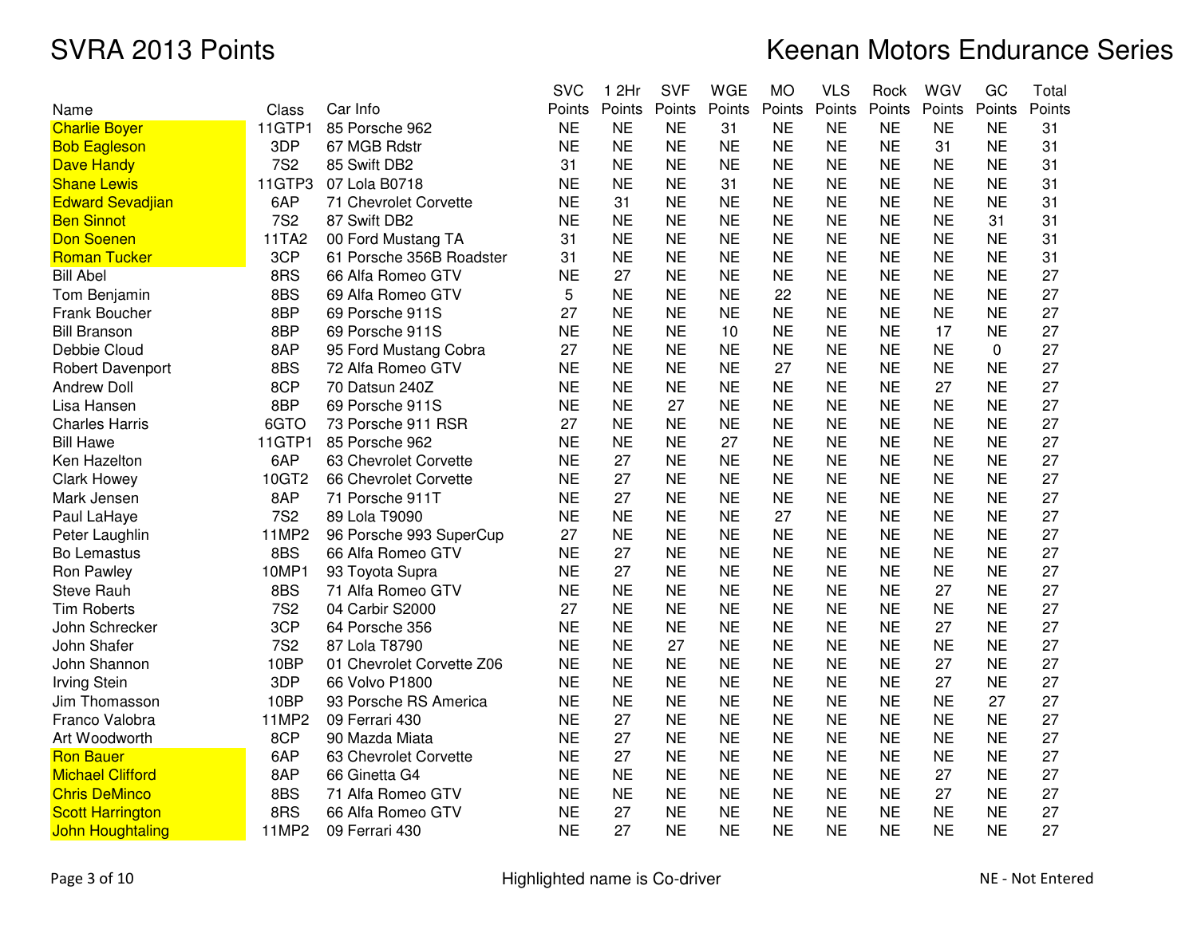# SVRA 2013 Points

# Keenan Motors Endurance Series

| Name | Class | Car Info | SVC Points | 1 2Hr Points | SVF Points | WGE Points | MO Points | VLS Points | Rock Points | WGV Points | GC Points | Total Points |
|---|---|---|---|---|---|---|---|---|---|---|---|---|
| Charlie Boyer | 11GTP1 | 85 Porsche 962 | NE | NE | NE | 31 | NE | NE | NE | NE | NE | 31 |
| Bob Eagleson | 3DP | 67 MGB Rdstr | NE | NE | NE | NE | NE | NE | NE | 31 | NE | 31 |
| Dave Handy | 7S2 | 85 Swift DB2 | 31 | NE | NE | NE | NE | NE | NE | NE | NE | 31 |
| Shane Lewis | 11GTP3 | 07 Lola B0718 | NE | NE | NE | 31 | NE | NE | NE | NE | NE | 31 |
| Edward Sevadjian | 6AP | 71 Chevrolet Corvette | NE | 31 | NE | NE | NE | NE | NE | NE | NE | 31 |
| Ben Sinnot | 7S2 | 87 Swift DB2 | NE | NE | NE | NE | NE | NE | NE | NE | 31 | 31 |
| Don Soenen | 11TA2 | 00 Ford Mustang TA | 31 | NE | NE | NE | NE | NE | NE | NE | NE | 31 |
| Roman Tucker | 3CP | 61 Porsche 356B Roadster | 31 | NE | NE | NE | NE | NE | NE | NE | NE | 31 |
| Bill Abel | 8RS | 66 Alfa Romeo GTV | NE | 27 | NE | NE | NE | NE | NE | NE | NE | 27 |
| Tom Benjamin | 8BS | 69 Alfa Romeo GTV | 5 | NE | NE | NE | 22 | NE | NE | NE | NE | 27 |
| Frank Boucher | 8BP | 69 Porsche 911S | 27 | NE | NE | NE | NE | NE | NE | NE | NE | 27 |
| Bill Branson | 8BP | 69 Porsche 911S | NE | NE | NE | 10 | NE | NE | NE | 17 | NE | 27 |
| Debbie Cloud | 8AP | 95 Ford Mustang Cobra | 27 | NE | NE | NE | NE | NE | NE | NE | 0 | 27 |
| Robert Davenport | 8BS | 72 Alfa Romeo GTV | NE | NE | NE | NE | 27 | NE | NE | NE | NE | 27 |
| Andrew Doll | 8CP | 70 Datsun 240Z | NE | NE | NE | NE | NE | NE | NE | 27 | NE | 27 |
| Lisa Hansen | 8BP | 69 Porsche 911S | NE | NE | 27 | NE | NE | NE | NE | NE | NE | 27 |
| Charles Harris | 6GTO | 73 Porsche 911 RSR | 27 | NE | NE | NE | NE | NE | NE | NE | NE | 27 |
| Bill Hawe | 11GTP1 | 85 Porsche 962 | NE | NE | NE | 27 | NE | NE | NE | NE | NE | 27 |
| Ken Hazelton | 6AP | 63 Chevrolet Corvette | NE | 27 | NE | NE | NE | NE | NE | NE | NE | 27 |
| Clark Howey | 10GT2 | 66 Chevrolet Corvette | NE | 27 | NE | NE | NE | NE | NE | NE | NE | 27 |
| Mark Jensen | 8AP | 71 Porsche 911T | NE | 27 | NE | NE | NE | NE | NE | NE | NE | 27 |
| Paul LaHaye | 7S2 | 89 Lola T9090 | NE | NE | NE | NE | 27 | NE | NE | NE | NE | 27 |
| Peter Laughlin | 11MP2 | 96 Porsche 993 SuperCup | 27 | NE | NE | NE | NE | NE | NE | NE | NE | 27 |
| Bo Lemastus | 8BS | 66 Alfa Romeo GTV | NE | 27 | NE | NE | NE | NE | NE | NE | NE | 27 |
| Ron Pawley | 10MP1 | 93 Toyota Supra | NE | 27 | NE | NE | NE | NE | NE | NE | NE | 27 |
| Steve Rauh | 8BS | 71 Alfa Romeo GTV | NE | NE | NE | NE | NE | NE | NE | 27 | NE | 27 |
| Tim Roberts | 7S2 | 04 Carbir S2000 | 27 | NE | NE | NE | NE | NE | NE | NE | NE | 27 |
| John Schrecker | 3CP | 64 Porsche 356 | NE | NE | NE | NE | NE | NE | NE | 27 | NE | 27 |
| John Shafer | 7S2 | 87 Lola T8790 | NE | NE | 27 | NE | NE | NE | NE | NE | NE | 27 |
| John Shannon | 10BP | 01 Chevrolet Corvette Z06 | NE | NE | NE | NE | NE | NE | NE | 27 | NE | 27 |
| Irving Stein | 3DP | 66 Volvo P1800 | NE | NE | NE | NE | NE | NE | NE | 27 | NE | 27 |
| Jim Thomasson | 10BP | 93 Porsche RS America | NE | NE | NE | NE | NE | NE | NE | NE | 27 | 27 |
| Franco Valobra | 11MP2 | 09 Ferrari 430 | NE | 27 | NE | NE | NE | NE | NE | NE | NE | 27 |
| Art Woodworth | 8CP | 90 Mazda Miata | NE | 27 | NE | NE | NE | NE | NE | NE | NE | 27 |
| Ron Bauer | 6AP | 63 Chevrolet Corvette | NE | 27 | NE | NE | NE | NE | NE | NE | NE | 27 |
| Michael Clifford | 8AP | 66 Ginetta G4 | NE | NE | NE | NE | NE | NE | NE | 27 | NE | 27 |
| Chris DeMinco | 8BS | 71 Alfa Romeo GTV | NE | NE | NE | NE | NE | NE | NE | 27 | NE | 27 |
| Scott Harrington | 8RS | 66 Alfa Romeo GTV | NE | 27 | NE | NE | NE | NE | NE | NE | NE | 27 |
| John Houghtaling | 11MP2 | 09 Ferrari 430 | NE | 27 | NE | NE | NE | NE | NE | NE | NE | 27 |

Highlighted name is Co-driver

NE - Not Entered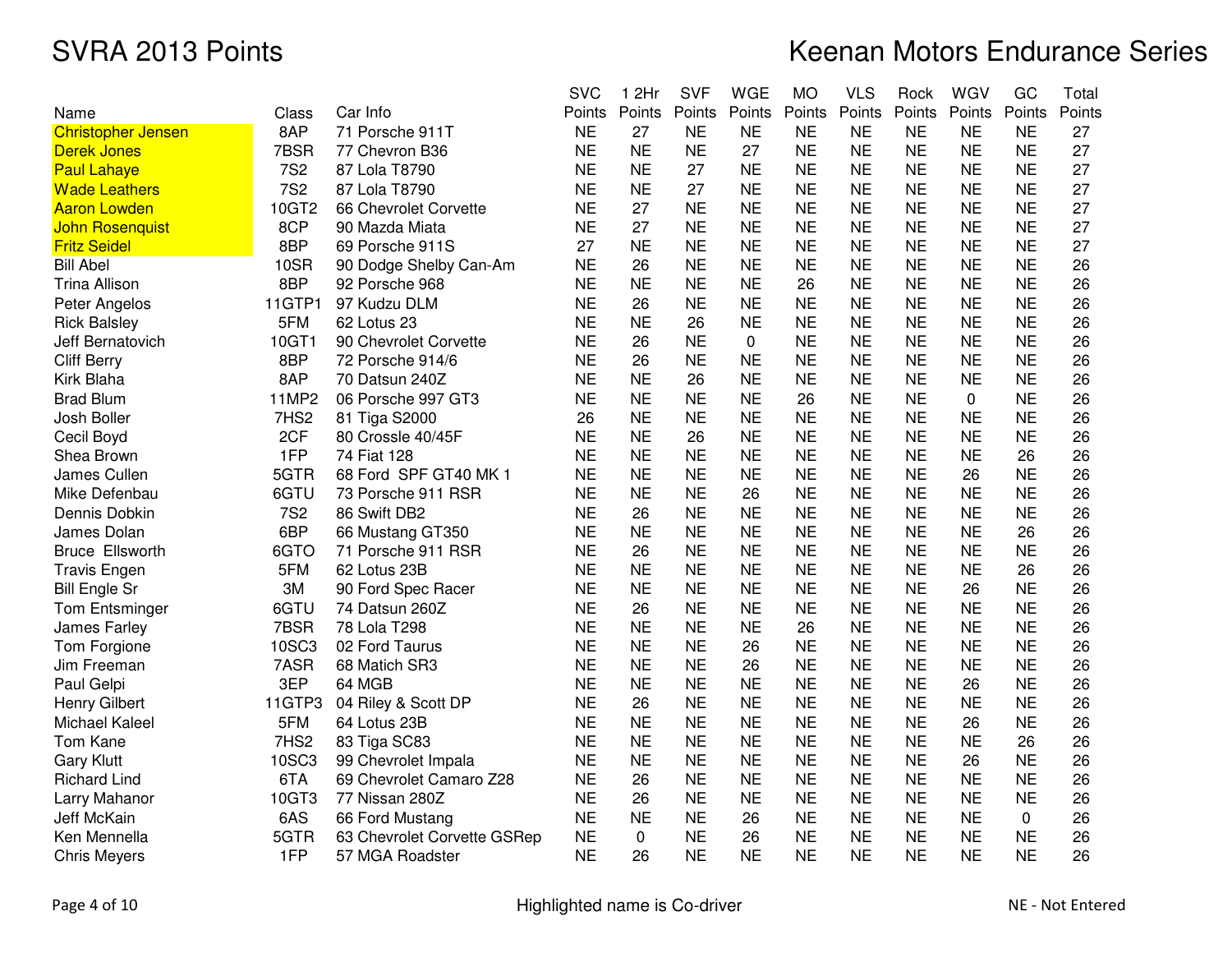# SVRA 2013 Points

# Keenan Motors Endurance Series

| Name | Class | Car Info | SVC Points | 1 2Hr Points | SVF Points | WGE Points | MO Points | VLS Points | Rock Points | WGV Points | GC Points | Total Points |
|---|---|---|---|---|---|---|---|---|---|---|---|---|
| Christopher Jensen | 8AP | 71 Porsche 911T | NE | 27 | NE | NE | NE | NE | NE | NE | NE | 27 |
| Derek Jones | 7BSR | 77 Chevron B36 | NE | NE | NE | 27 | NE | NE | NE | NE | NE | 27 |
| Paul Lahaye | 7S2 | 87 Lola T8790 | NE | NE | 27 | NE | NE | NE | NE | NE | NE | 27 |
| Wade Leathers | 7S2 | 87 Lola T8790 | NE | NE | 27 | NE | NE | NE | NE | NE | NE | 27 |
| Aaron Lowden | 10GT2 | 66 Chevrolet Corvette | NE | 27 | NE | NE | NE | NE | NE | NE | NE | 27 |
| John Rosenquist | 8CP | 90 Mazda Miata | NE | 27 | NE | NE | NE | NE | NE | NE | NE | 27 |
| Fritz Seidel | 8BP | 69 Porsche 911S | 27 | NE | NE | NE | NE | NE | NE | NE | NE | 27 |
| Bill Abel | 10SR | 90 Dodge Shelby Can-Am | NE | 26 | NE | NE | NE | NE | NE | NE | NE | 26 |
| Trina Allison | 8BP | 92 Porsche 968 | NE | NE | NE | NE | 26 | NE | NE | NE | NE | 26 |
| Peter Angelos | 11GTP1 | 97 Kudzu DLM | NE | 26 | NE | NE | NE | NE | NE | NE | NE | 26 |
| Rick Balsley | 5FM | 62 Lotus 23 | NE | NE | 26 | NE | NE | NE | NE | NE | NE | 26 |
| Jeff Bernatovich | 10GT1 | 90 Chevrolet Corvette | NE | 26 | NE | 0 | NE | NE | NE | NE | NE | 26 |
| Cliff Berry | 8BP | 72 Porsche 914/6 | NE | 26 | NE | NE | NE | NE | NE | NE | NE | 26 |
| Kirk Blaha | 8AP | 70 Datsun 240Z | NE | NE | 26 | NE | NE | NE | NE | NE | NE | 26 |
| Brad Blum | 11MP2 | 06 Porsche 997 GT3 | NE | NE | NE | NE | 26 | NE | NE | 0 | NE | 26 |
| Josh Boller | 7HS2 | 81 Tiga S2000 | 26 | NE | NE | NE | NE | NE | NE | NE | NE | 26 |
| Cecil Boyd | 2CF | 80 Crossle 40/45F | NE | NE | 26 | NE | NE | NE | NE | NE | NE | 26 |
| Shea Brown | 1FP | 74 Fiat 128 | NE | NE | NE | NE | NE | NE | NE | NE | 26 | 26 |
| James Cullen | 5GTR | 68 Ford SPF GT40 MK 1 | NE | NE | NE | NE | NE | NE | NE | 26 | NE | 26 |
| Mike Defenbau | 6GTU | 73 Porsche 911 RSR | NE | NE | NE | 26 | NE | NE | NE | NE | NE | 26 |
| Dennis Dobkin | 7S2 | 86 Swift DB2 | NE | 26 | NE | NE | NE | NE | NE | NE | NE | 26 |
| James Dolan | 6BP | 66 Mustang GT350 | NE | NE | NE | NE | NE | NE | NE | NE | 26 | 26 |
| Bruce Ellsworth | 6GTO | 71 Porsche 911 RSR | NE | 26 | NE | NE | NE | NE | NE | NE | NE | 26 |
| Travis Engen | 5FM | 62 Lotus 23B | NE | NE | NE | NE | NE | NE | NE | NE | 26 | 26 |
| Bill Engle Sr | 3M | 90 Ford Spec Racer | NE | NE | NE | NE | NE | NE | NE | 26 | NE | 26 |
| Tom Entsminger | 6GTU | 74 Datsun 260Z | NE | 26 | NE | NE | NE | NE | NE | NE | NE | 26 |
| James Farley | 7BSR | 78 Lola T298 | NE | NE | NE | NE | 26 | NE | NE | NE | NE | 26 |
| Tom Forgione | 10SC3 | 02 Ford Taurus | NE | NE | NE | 26 | NE | NE | NE | NE | NE | 26 |
| Jim Freeman | 7ASR | 68 Matich SR3 | NE | NE | NE | 26 | NE | NE | NE | NE | NE | 26 |
| Paul Gelpi | 3EP | 64 MGB | NE | NE | NE | NE | NE | NE | NE | 26 | NE | 26 |
| Henry Gilbert | 11GTP3 | 04 Riley & Scott DP | NE | 26 | NE | NE | NE | NE | NE | NE | NE | 26 |
| Michael Kaleel | 5FM | 64 Lotus 23B | NE | NE | NE | NE | NE | NE | NE | 26 | NE | 26 |
| Tom Kane | 7HS2 | 83 Tiga SC83 | NE | NE | NE | NE | NE | NE | NE | NE | 26 | 26 |
| Gary Klutt | 10SC3 | 99 Chevrolet Impala | NE | NE | NE | NE | NE | NE | NE | 26 | NE | 26 |
| Richard Lind | 6TA | 69 Chevrolet Camaro Z28 | NE | 26 | NE | NE | NE | NE | NE | NE | NE | 26 |
| Larry Mahanor | 10GT3 | 77 Nissan 280Z | NE | 26 | NE | NE | NE | NE | NE | NE | NE | 26 |
| Jeff McKain | 6AS | 66 Ford Mustang | NE | NE | NE | 26 | NE | NE | NE | NE | 0 | 26 |
| Ken Mennella | 5GTR | 63 Chevrolet Corvette GSRep | NE | 0 | NE | 26 | NE | NE | NE | NE | NE | 26 |
| Chris Meyers | 1FP | 57 MGA Roadster | NE | 26 | NE | NE | NE | NE | NE | NE | NE | 26 |

Highlighted name is Co-driver

NE - Not Entered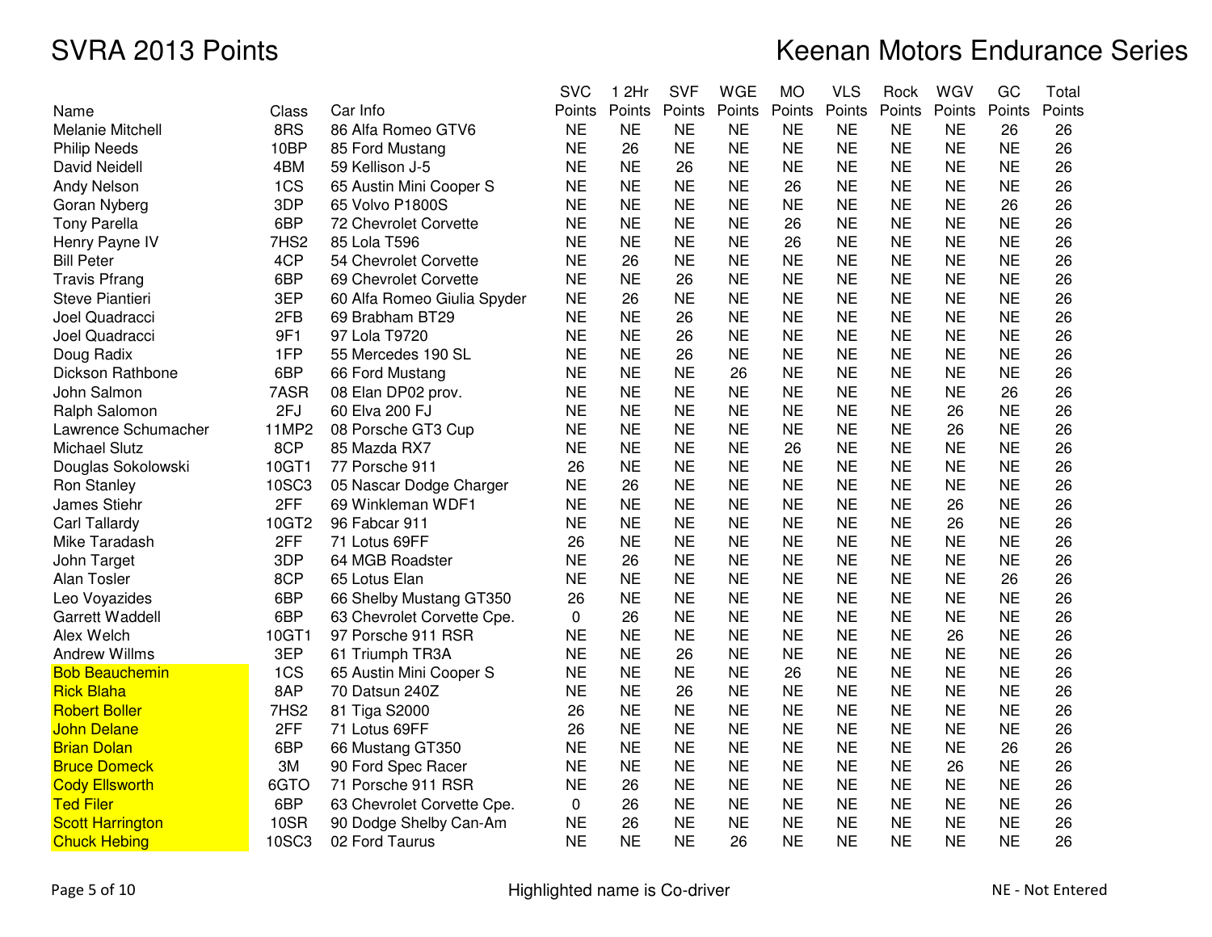# SVRA 2013 Points

# Keenan Motors Endurance Series

| Name | Class | Car Info | SVC Points | 1 2Hr Points | SVF Points | WGE Points | MO Points | VLS Points | Rock Points | WGV Points | GC Points | Total Points |
|---|---|---|---|---|---|---|---|---|---|---|---|---|
| Melanie Mitchell | 8RS | 86 Alfa Romeo GTV6 | NE | NE | NE | NE | NE | NE | NE | NE | 26 | 26 |
| Philip Needs | 10BP | 85 Ford Mustang | NE | 26 | NE | NE | NE | NE | NE | NE | NE | 26 |
| David Neidell | 4BM | 59 Kellison J-5 | NE | NE | 26 | NE | NE | NE | NE | NE | NE | 26 |
| Andy Nelson | 1CS | 65 Austin Mini Cooper S | NE | NE | NE | NE | 26 | NE | NE | NE | NE | 26 |
| Goran Nyberg | 3DP | 65 Volvo P1800S | NE | NE | NE | NE | NE | NE | NE | NE | 26 | 26 |
| Tony Parella | 6BP | 72 Chevrolet Corvette | NE | NE | NE | NE | 26 | NE | NE | NE | NE | 26 |
| Henry Payne IV | 7HS2 | 85 Lola T596 | NE | NE | NE | NE | 26 | NE | NE | NE | NE | 26 |
| Bill Peter | 4CP | 54 Chevrolet Corvette | NE | 26 | NE | NE | NE | NE | NE | NE | NE | 26 |
| Travis Pfrang | 6BP | 69 Chevrolet Corvette | NE | NE | 26 | NE | NE | NE | NE | NE | NE | 26 |
| Steve Piantieri | 3EP | 60 Alfa Romeo Giulia Spyder | NE | 26 | NE | NE | NE | NE | NE | NE | NE | 26 |
| Joel Quadracci | 2FB | 69 Brabham BT29 | NE | NE | 26 | NE | NE | NE | NE | NE | NE | 26 |
| Joel Quadracci | 9F1 | 97 Lola T9720 | NE | NE | 26 | NE | NE | NE | NE | NE | NE | 26 |
| Doug Radix | 1FP | 55 Mercedes 190 SL | NE | NE | 26 | NE | NE | NE | NE | NE | NE | 26 |
| Dickson Rathbone | 6BP | 66 Ford Mustang | NE | NE | NE | 26 | NE | NE | NE | NE | NE | 26 |
| John Salmon | 7ASR | 08 Elan DP02 prov. | NE | NE | NE | NE | NE | NE | NE | NE | 26 | 26 |
| Ralph Salomon | 2FJ | 60 Elva 200 FJ | NE | NE | NE | NE | NE | NE | NE | 26 | NE | 26 |
| Lawrence Schumacher | 11MP2 | 08 Porsche GT3 Cup | NE | NE | NE | NE | NE | NE | NE | 26 | NE | 26 |
| Michael Slutz | 8CP | 85 Mazda RX7 | NE | NE | NE | NE | 26 | NE | NE | NE | NE | 26 |
| Douglas Sokolowski | 10GT1 | 77 Porsche 911 | 26 | NE | NE | NE | NE | NE | NE | NE | NE | 26 |
| Ron Stanley | 10SC3 | 05 Nascar Dodge Charger | NE | 26 | NE | NE | NE | NE | NE | NE | NE | 26 |
| James Stiehr | 2FF | 69 Winkleman WDF1 | NE | NE | NE | NE | NE | NE | NE | 26 | NE | 26 |
| Carl Tallardy | 10GT2 | 96 Fabcar 911 | NE | NE | NE | NE | NE | NE | NE | 26 | NE | 26 |
| Mike Taradash | 2FF | 71 Lotus 69FF | 26 | NE | NE | NE | NE | NE | NE | NE | NE | 26 |
| John Target | 3DP | 64 MGB Roadster | NE | 26 | NE | NE | NE | NE | NE | NE | NE | 26 |
| Alan Tosler | 8CP | 65 Lotus Elan | NE | NE | NE | NE | NE | NE | NE | NE | 26 | 26 |
| Leo Voyazides | 6BP | 66 Shelby Mustang GT350 | 26 | NE | NE | NE | NE | NE | NE | NE | NE | 26 |
| Garrett Waddell | 6BP | 63 Chevrolet Corvette Cpe. | 0 | 26 | NE | NE | NE | NE | NE | NE | NE | 26 |
| Alex Welch | 10GT1 | 97 Porsche 911 RSR | NE | NE | NE | NE | NE | NE | NE | 26 | NE | 26 |
| Andrew Willms | 3EP | 61 Triumph TR3A | NE | NE | 26 | NE | NE | NE | NE | NE | NE | 26 |
| Bob Beauchemin | 1CS | 65 Austin Mini Cooper S | NE | NE | NE | NE | 26 | NE | NE | NE | NE | 26 |
| Rick Blaha | 8AP | 70 Datsun 240Z | NE | NE | 26 | NE | NE | NE | NE | NE | NE | 26 |
| Robert Boller | 7HS2 | 81 Tiga S2000 | 26 | NE | NE | NE | NE | NE | NE | NE | NE | 26 |
| John Delane | 2FF | 71 Lotus 69FF | 26 | NE | NE | NE | NE | NE | NE | NE | NE | 26 |
| Brian Dolan | 6BP | 66 Mustang GT350 | NE | NE | NE | NE | NE | NE | NE | NE | 26 | 26 |
| Bruce Domeck | 3M | 90 Ford Spec Racer | NE | NE | NE | NE | NE | NE | NE | 26 | NE | 26 |
| Cody Ellsworth | 6GTO | 71 Porsche 911 RSR | NE | 26 | NE | NE | NE | NE | NE | NE | NE | 26 |
| Ted Filer | 6BP | 63 Chevrolet Corvette Cpe. | 0 | 26 | NE | NE | NE | NE | NE | NE | NE | 26 |
| Scott Harrington | 10SR | 90 Dodge Shelby Can-Am | NE | 26 | NE | NE | NE | NE | NE | NE | NE | 26 |
| Chuck Hebing | 10SC3 | 02 Ford Taurus | NE | NE | NE | 26 | NE | NE | NE | NE | NE | 26 |

Highlighted name is Co-driver

NE - Not Entered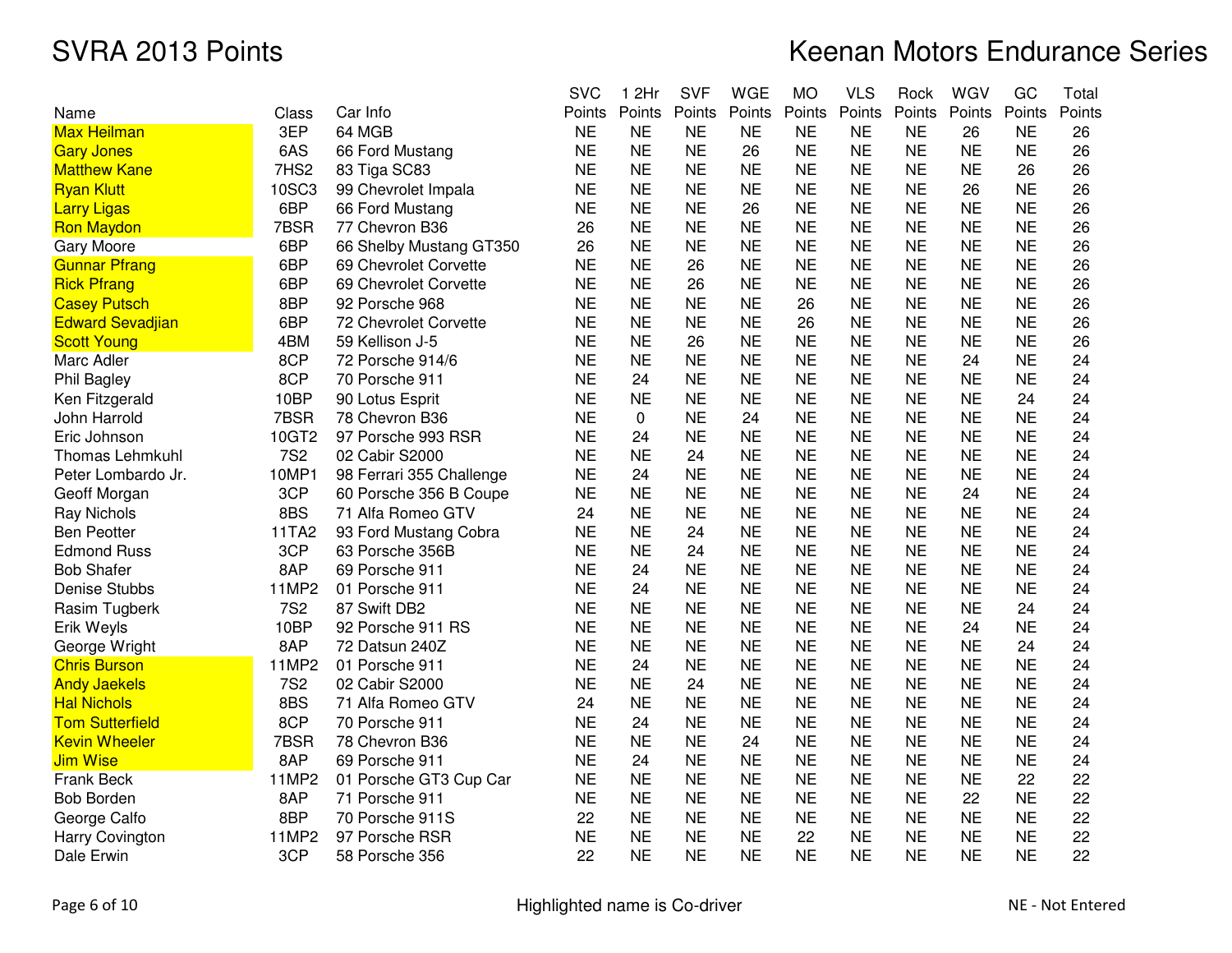# SVRA 2013 Points

# Keenan Motors Endurance Series

| Name | Class | Car Info | SVC Points | 1 2Hr Points | SVF Points | WGE Points | MO Points | VLS Points | Rock Points | WGV Points | GC Points | Total Points |
|---|---|---|---|---|---|---|---|---|---|---|---|---|
| Max Heilman | 3EP | 64 MGB | NE | NE | NE | NE | NE | NE | NE | 26 | NE | 26 |
| Gary Jones | 6AS | 66 Ford Mustang | NE | NE | NE | 26 | NE | NE | NE | NE | NE | 26 |
| Matthew Kane | 7HS2 | 83 Tiga SC83 | NE | NE | NE | NE | NE | NE | NE | NE | 26 | 26 |
| Ryan Klutt | 10SC3 | 99 Chevrolet Impala | NE | NE | NE | NE | NE | NE | NE | 26 | NE | 26 |
| Larry Ligas | 6BP | 66 Ford Mustang | NE | NE | NE | 26 | NE | NE | NE | NE | NE | 26 |
| Ron Maydon | 7BSR | 77 Chevron B36 | 26 | NE | NE | NE | NE | NE | NE | NE | NE | 26 |
| Gary Moore | 6BP | 66 Shelby Mustang GT350 | 26 | NE | NE | NE | NE | NE | NE | NE | NE | 26 |
| Gunnar Pfrang | 6BP | 69 Chevrolet Corvette | NE | NE | 26 | NE | NE | NE | NE | NE | NE | 26 |
| Rick Pfrang | 6BP | 69 Chevrolet Corvette | NE | NE | 26 | NE | NE | NE | NE | NE | NE | 26 |
| Casey Putsch | 8BP | 92 Porsche 968 | NE | NE | NE | NE | 26 | NE | NE | NE | NE | 26 |
| Edward Sevadjian | 6BP | 72 Chevrolet Corvette | NE | NE | NE | NE | 26 | NE | NE | NE | NE | 26 |
| Scott Young | 4BM | 59 Kellison J-5 | NE | NE | 26 | NE | NE | NE | NE | NE | NE | 26 |
| Marc Adler | 8CP | 72 Porsche 914/6 | NE | NE | NE | NE | NE | NE | NE | 24 | NE | 24 |
| Phil Bagley | 8CP | 70 Porsche 911 | NE | 24 | NE | NE | NE | NE | NE | NE | NE | 24 |
| Ken Fitzgerald | 10BP | 90 Lotus Esprit | NE | NE | NE | NE | NE | NE | NE | NE | 24 | 24 |
| John Harrold | 7BSR | 78 Chevron B36 | NE | 0 | NE | 24 | NE | NE | NE | NE | NE | 24 |
| Eric Johnson | 10GT2 | 97 Porsche 993 RSR | NE | 24 | NE | NE | NE | NE | NE | NE | NE | 24 |
| Thomas Lehmkuhl | 7S2 | 02 Cabir S2000 | NE | NE | 24 | NE | NE | NE | NE | NE | NE | 24 |
| Peter Lombardo Jr. | 10MP1 | 98 Ferrari 355 Challenge | NE | 24 | NE | NE | NE | NE | NE | NE | NE | 24 |
| Geoff Morgan | 3CP | 60 Porsche 356 B Coupe | NE | NE | NE | NE | NE | NE | NE | 24 | NE | 24 |
| Ray Nichols | 8BS | 71 Alfa Romeo GTV | 24 | NE | NE | NE | NE | NE | NE | NE | NE | 24 |
| Ben Peotter | 11TA2 | 93 Ford Mustang Cobra | NE | NE | 24 | NE | NE | NE | NE | NE | NE | 24 |
| Edmond Russ | 3CP | 63 Porsche 356B | NE | NE | 24 | NE | NE | NE | NE | NE | NE | 24 |
| Bob Shafer | 8AP | 69 Porsche 911 | NE | 24 | NE | NE | NE | NE | NE | NE | NE | 24 |
| Denise Stubbs | 11MP2 | 01 Porsche 911 | NE | 24 | NE | NE | NE | NE | NE | NE | NE | 24 |
| Rasim Tugberk | 7S2 | 87 Swift DB2 | NE | NE | NE | NE | NE | NE | NE | NE | 24 | 24 |
| Erik Weyls | 10BP | 92 Porsche 911 RS | NE | NE | NE | NE | NE | NE | NE | 24 | NE | 24 |
| George Wright | 8AP | 72 Datsun 240Z | NE | NE | NE | NE | NE | NE | NE | NE | 24 | 24 |
| Chris Burson | 11MP2 | 01 Porsche 911 | NE | 24 | NE | NE | NE | NE | NE | NE | NE | 24 |
| Andy Jaekels | 7S2 | 02 Cabir S2000 | NE | NE | 24 | NE | NE | NE | NE | NE | NE | 24 |
| Hal Nichols | 8BS | 71 Alfa Romeo GTV | 24 | NE | NE | NE | NE | NE | NE | NE | NE | 24 |
| Tom Sutterfield | 8CP | 70 Porsche 911 | NE | 24 | NE | NE | NE | NE | NE | NE | NE | 24 |
| Kevin Wheeler | 7BSR | 78 Chevron B36 | NE | NE | NE | 24 | NE | NE | NE | NE | NE | 24 |
| Jim Wise | 8AP | 69 Porsche 911 | NE | 24 | NE | NE | NE | NE | NE | NE | NE | 24 |
| Frank Beck | 11MP2 | 01 Porsche GT3 Cup Car | NE | NE | NE | NE | NE | NE | NE | NE | 22 | 22 |
| Bob Borden | 8AP | 71 Porsche 911 | NE | NE | NE | NE | NE | NE | NE | 22 | NE | 22 |
| George Calfo | 8BP | 70 Porsche 911S | 22 | NE | NE | NE | NE | NE | NE | NE | NE | 22 |
| Harry Covington | 11MP2 | 97 Porsche RSR | NE | NE | NE | NE | 22 | NE | NE | NE | NE | 22 |
| Dale Erwin | 3CP | 58 Porsche 356 | 22 | NE | NE | NE | NE | NE | NE | NE | NE | 22 |

Highlighted name is Co-driver

NE - Not Entered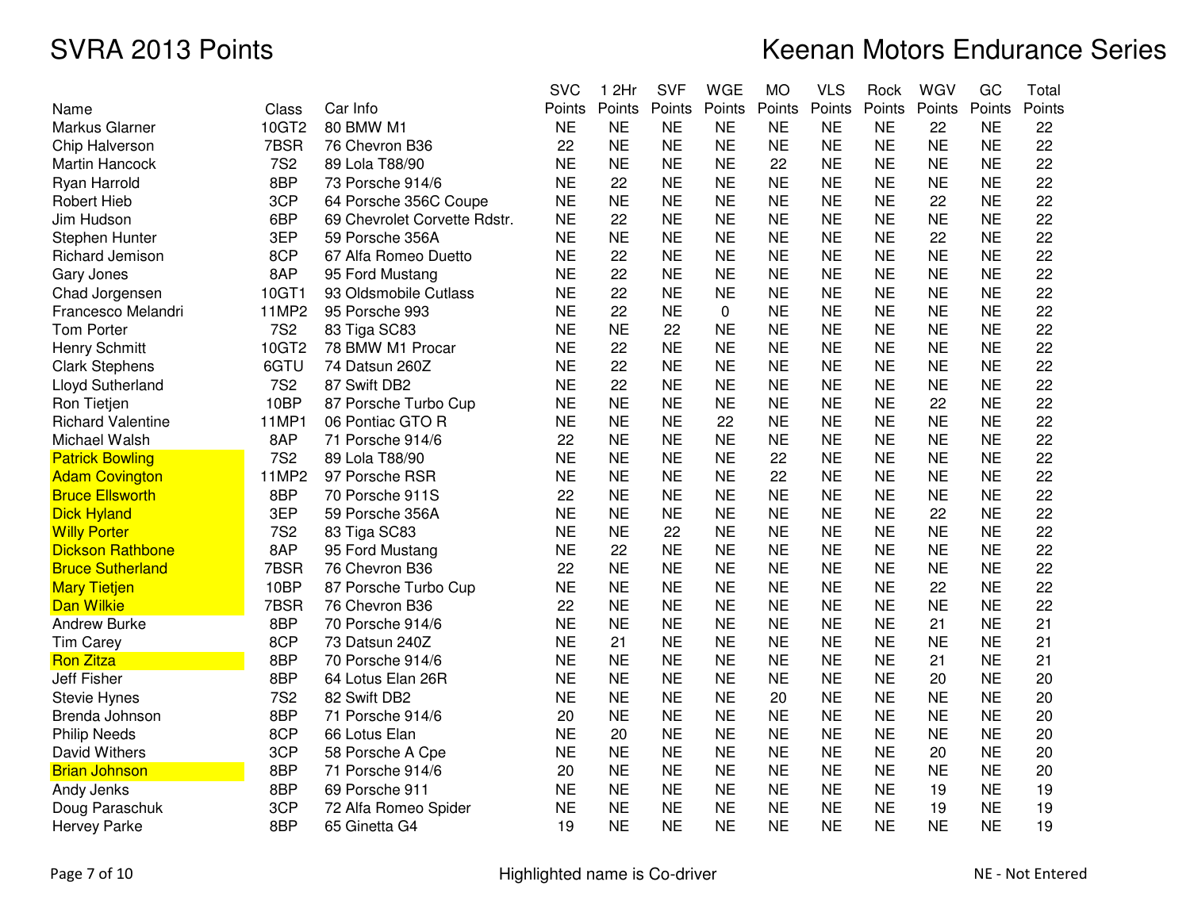# SVRA 2013 Points

# Keenan Motors Endurance Series

| Name | Class | Car Info | SVC Points | 1 2Hr Points | SVF Points | WGE Points | MO Points | VLS Points | Rock Points | WGV Points | GC Points | Total Points |
|---|---|---|---|---|---|---|---|---|---|---|---|---|
| Markus Glarner | 10GT2 | 80 BMW M1 | NE | NE | NE | NE | NE | NE | NE | 22 | NE | 22 |
| Chip Halverson | 7BSR | 76 Chevron B36 | 22 | NE | NE | NE | NE | NE | NE | NE | NE | 22 |
| Martin Hancock | 7S2 | 89 Lola T88/90 | NE | NE | NE | NE | 22 | NE | NE | NE | NE | 22 |
| Ryan Harrold | 8BP | 73 Porsche 914/6 | NE | 22 | NE | NE | NE | NE | NE | NE | NE | 22 |
| Robert Hieb | 3CP | 64 Porsche 356C Coupe | NE | NE | NE | NE | NE | NE | NE | 22 | NE | 22 |
| Jim Hudson | 6BP | 69 Chevrolet Corvette Rdstr. | NE | 22 | NE | NE | NE | NE | NE | NE | NE | 22 |
| Stephen Hunter | 3EP | 59 Porsche 356A | NE | NE | NE | NE | NE | NE | NE | 22 | NE | 22 |
| Richard Jemison | 8CP | 67 Alfa Romeo Duetto | NE | 22 | NE | NE | NE | NE | NE | NE | NE | 22 |
| Gary Jones | 8AP | 95 Ford Mustang | NE | 22 | NE | NE | NE | NE | NE | NE | NE | 22 |
| Chad Jorgensen | 10GT1 | 93 Oldsmobile Cutlass | NE | 22 | NE | NE | NE | NE | NE | NE | NE | 22 |
| Francesco Melandri | 11MP2 | 95 Porsche 993 | NE | 22 | NE | 0 | NE | NE | NE | NE | NE | 22 |
| Tom Porter | 7S2 | 83 Tiga SC83 | NE | NE | 22 | NE | NE | NE | NE | NE | NE | 22 |
| Henry Schmitt | 10GT2 | 78 BMW M1 Procar | NE | 22 | NE | NE | NE | NE | NE | NE | NE | 22 |
| Clark Stephens | 6GTU | 74 Datsun 260Z | NE | 22 | NE | NE | NE | NE | NE | NE | NE | 22 |
| Lloyd Sutherland | 7S2 | 87 Swift DB2 | NE | 22 | NE | NE | NE | NE | NE | NE | NE | 22 |
| Ron Tietjen | 10BP | 87 Porsche Turbo Cup | NE | NE | NE | NE | NE | NE | NE | 22 | NE | 22 |
| Richard Valentine | 11MP1 | 06 Pontiac GTO R | NE | NE | NE | 22 | NE | NE | NE | NE | NE | 22 |
| Michael Walsh | 8AP | 71 Porsche 914/6 | 22 | NE | NE | NE | NE | NE | NE | NE | NE | 22 |
| Patrick Bowling | 7S2 | 89 Lola T88/90 | NE | NE | NE | NE | 22 | NE | NE | NE | NE | 22 |
| Adam Covington | 11MP2 | 97 Porsche RSR | NE | NE | NE | NE | 22 | NE | NE | NE | NE | 22 |
| Bruce Ellsworth | 8BP | 70 Porsche 911S | 22 | NE | NE | NE | NE | NE | NE | NE | NE | 22 |
| Dick Hyland | 3EP | 59 Porsche 356A | NE | NE | NE | NE | NE | NE | NE | 22 | NE | 22 |
| Willy Porter | 7S2 | 83 Tiga SC83 | NE | NE | 22 | NE | NE | NE | NE | NE | NE | 22 |
| Dickson Rathbone | 8AP | 95 Ford Mustang | NE | 22 | NE | NE | NE | NE | NE | NE | NE | 22 |
| Bruce Sutherland | 7BSR | 76 Chevron B36 | 22 | NE | NE | NE | NE | NE | NE | NE | NE | 22 |
| Mary Tietjen | 10BP | 87 Porsche Turbo Cup | NE | NE | NE | NE | NE | NE | NE | 22 | NE | 22 |
| Dan Wilkie | 7BSR | 76 Chevron B36 | 22 | NE | NE | NE | NE | NE | NE | NE | NE | 22 |
| Andrew Burke | 8BP | 70 Porsche 914/6 | NE | NE | NE | NE | NE | NE | NE | 21 | NE | 21 |
| Tim Carey | 8CP | 73 Datsun 240Z | NE | 21 | NE | NE | NE | NE | NE | NE | NE | 21 |
| Ron Zitza | 8BP | 70 Porsche 914/6 | NE | NE | NE | NE | NE | NE | NE | 21 | NE | 21 |
| Jeff Fisher | 8BP | 64 Lotus Elan 26R | NE | NE | NE | NE | NE | NE | NE | 20 | NE | 20 |
| Stevie Hynes | 7S2 | 82 Swift DB2 | NE | NE | NE | NE | 20 | NE | NE | NE | NE | 20 |
| Brenda Johnson | 8BP | 71 Porsche 914/6 | 20 | NE | NE | NE | NE | NE | NE | NE | NE | 20 |
| Philip Needs | 8CP | 66 Lotus Elan | NE | 20 | NE | NE | NE | NE | NE | NE | NE | 20 |
| David Withers | 3CP | 58 Porsche A Cpe | NE | NE | NE | NE | NE | NE | NE | 20 | NE | 20 |
| Brian Johnson | 8BP | 71 Porsche 914/6 | 20 | NE | NE | NE | NE | NE | NE | NE | NE | 20 |
| Andy Jenks | 8BP | 69 Porsche 911 | NE | NE | NE | NE | NE | NE | NE | 19 | NE | 19 |
| Doug Paraschuk | 3CP | 72 Alfa Romeo Spider | NE | NE | NE | NE | NE | NE | NE | 19 | NE | 19 |
| Hervey Parke | 8BP | 65 Ginetta G4 | 19 | NE | NE | NE | NE | NE | NE | NE | NE | 19 |

Highlighted name is Co-driver

NE - Not Entered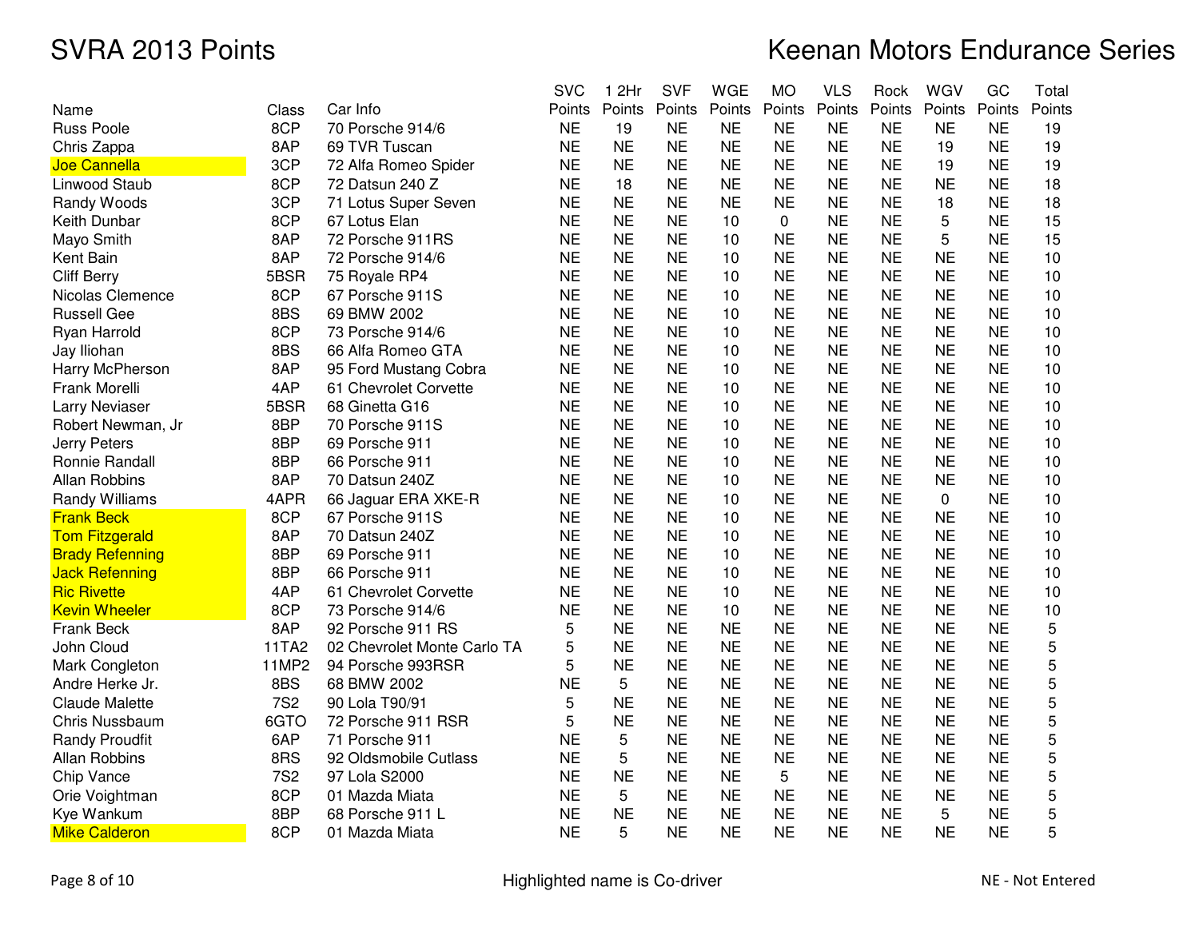# SVRA 2013 Points

# Keenan Motors Endurance Series

| Name | Class | Car Info | SVC Points | 1 2Hr Points | SVF Points | WGE Points | MO Points | VLS Points | Rock Points | WGV Points | GC Points | Total Points |
|---|---|---|---|---|---|---|---|---|---|---|---|---|
| Russ Poole | 8CP | 70 Porsche 914/6 | NE | 19 | NE | NE | NE | NE | NE | NE | NE | 19 |
| Chris Zappa | 8AP | 69 TVR Tuscan | NE | NE | NE | NE | NE | NE | NE | 19 | NE | 19 |
| Joe Cannella | 3CP | 72 Alfa Romeo Spider | NE | NE | NE | NE | NE | NE | NE | 19 | NE | 19 |
| Linwood Staub | 8CP | 72 Datsun 240 Z | NE | 18 | NE | NE | NE | NE | NE | NE | NE | 18 |
| Randy Woods | 3CP | 71 Lotus Super Seven | NE | NE | NE | NE | NE | NE | NE | 18 | NE | 18 |
| Keith Dunbar | 8CP | 67 Lotus Elan | NE | NE | NE | 10 | 0 | NE | NE | 5 | NE | 15 |
| Mayo Smith | 8AP | 72 Porsche 911RS | NE | NE | NE | 10 | NE | NE | NE | 5 | NE | 15 |
| Kent Bain | 8AP | 72 Porsche 914/6 | NE | NE | NE | 10 | NE | NE | NE | NE | NE | 10 |
| Cliff Berry | 5BSR | 75 Royale RP4 | NE | NE | NE | 10 | NE | NE | NE | NE | NE | 10 |
| Nicolas Clemence | 8CP | 67 Porsche 911S | NE | NE | NE | 10 | NE | NE | NE | NE | NE | 10 |
| Russell Gee | 8BS | 69 BMW 2002 | NE | NE | NE | 10 | NE | NE | NE | NE | NE | 10 |
| Ryan Harrold | 8CP | 73 Porsche 914/6 | NE | NE | NE | 10 | NE | NE | NE | NE | NE | 10 |
| Jay Iliohan | 8BS | 66 Alfa Romeo GTA | NE | NE | NE | 10 | NE | NE | NE | NE | NE | 10 |
| Harry McPherson | 8AP | 95 Ford Mustang Cobra | NE | NE | NE | 10 | NE | NE | NE | NE | NE | 10 |
| Frank Morelli | 4AP | 61 Chevrolet Corvette | NE | NE | NE | 10 | NE | NE | NE | NE | NE | 10 |
| Larry Neviaser | 5BSR | 68 Ginetta G16 | NE | NE | NE | 10 | NE | NE | NE | NE | NE | 10 |
| Robert Newman, Jr | 8BP | 70 Porsche 911S | NE | NE | NE | 10 | NE | NE | NE | NE | NE | 10 |
| Jerry Peters | 8BP | 69 Porsche 911 | NE | NE | NE | 10 | NE | NE | NE | NE | NE | 10 |
| Ronnie Randall | 8BP | 66 Porsche 911 | NE | NE | NE | 10 | NE | NE | NE | NE | NE | 10 |
| Allan Robbins | 4AP | 70 Datsun 240Z | NE | NE | NE | 10 | NE | NE | NE | NE | NE | 10 |
| Randy Williams | 4APR | 66 Jaguar ERA XKE-R | NE | NE | NE | 10 | NE | NE | NE | 0 | NE | 10 |
| Frank Beck | 8CP | 67 Porsche 911S | NE | NE | NE | 10 | NE | NE | NE | NE | NE | 10 |
| Tom Fitzgerald | 8AP | 70 Datsun 240Z | NE | NE | NE | 10 | NE | NE | NE | NE | NE | 10 |
| Brady Refenning | 8BP | 69 Porsche 911 | NE | NE | NE | 10 | NE | NE | NE | NE | NE | 10 |
| Jack Refenning | 8BP | 66 Porsche 911 | NE | NE | NE | 10 | NE | NE | NE | NE | NE | 10 |
| Ric Rivette | 4AP | 61 Chevrolet Corvette | NE | NE | NE | 10 | NE | NE | NE | NE | NE | 10 |
| Kevin Wheeler | 8CP | 73 Porsche 914/6 | NE | NE | NE | 10 | NE | NE | NE | NE | NE | 10 |
| Frank Beck | 8AP | 92 Porsche 911 RS | 5 | NE | NE | NE | NE | NE | NE | NE | NE | 5 |
| John Cloud | 11TA2 | 02 Chevrolet Monte Carlo TA | 5 | NE | NE | NE | NE | NE | NE | NE | NE | 5 |
| Mark Congleton | 11MP2 | 94 Porsche 993RSR | 5 | NE | NE | NE | NE | NE | NE | NE | NE | 5 |
| Andre Herke Jr. | 8BS | 68 BMW 2002 | NE | 5 | NE | NE | NE | NE | NE | NE | NE | 5 |
| Claude Malette | 7S2 | 90 Lola T90/91 | 5 | NE | NE | NE | NE | NE | NE | NE | NE | 5 |
| Chris Nussbaum | 6GTO | 72 Porsche 911 RSR | 5 | NE | NE | NE | NE | NE | NE | NE | NE | 5 |
| Randy Proudfit | 6AP | 71 Porsche 911 | NE | 5 | NE | NE | NE | NE | NE | NE | NE | 5 |
| Allan Robbins | 8RS | 92 Oldsmobile Cutlass | NE | 5 | NE | NE | NE | NE | NE | NE | NE | 5 |
| Chip Vance | 7S2 | 97 Lola S2000 | NE | NE | NE | NE | 5 | NE | NE | NE | NE | 5 |
| Orie Voightman | 8CP | 01 Mazda Miata | NE | 5 | NE | NE | NE | NE | NE | NE | NE | 5 |
| Kye Wankum | 8BP | 68 Porsche 911 L | NE | NE | NE | NE | NE | NE | NE | 5 | NE | 5 |
| Mike Calderon | 8CP | 01 Mazda Miata | NE | 5 | NE | NE | NE | NE | NE | NE | NE | 5 |

Highlighted name is Co-driver

NE - Not Entered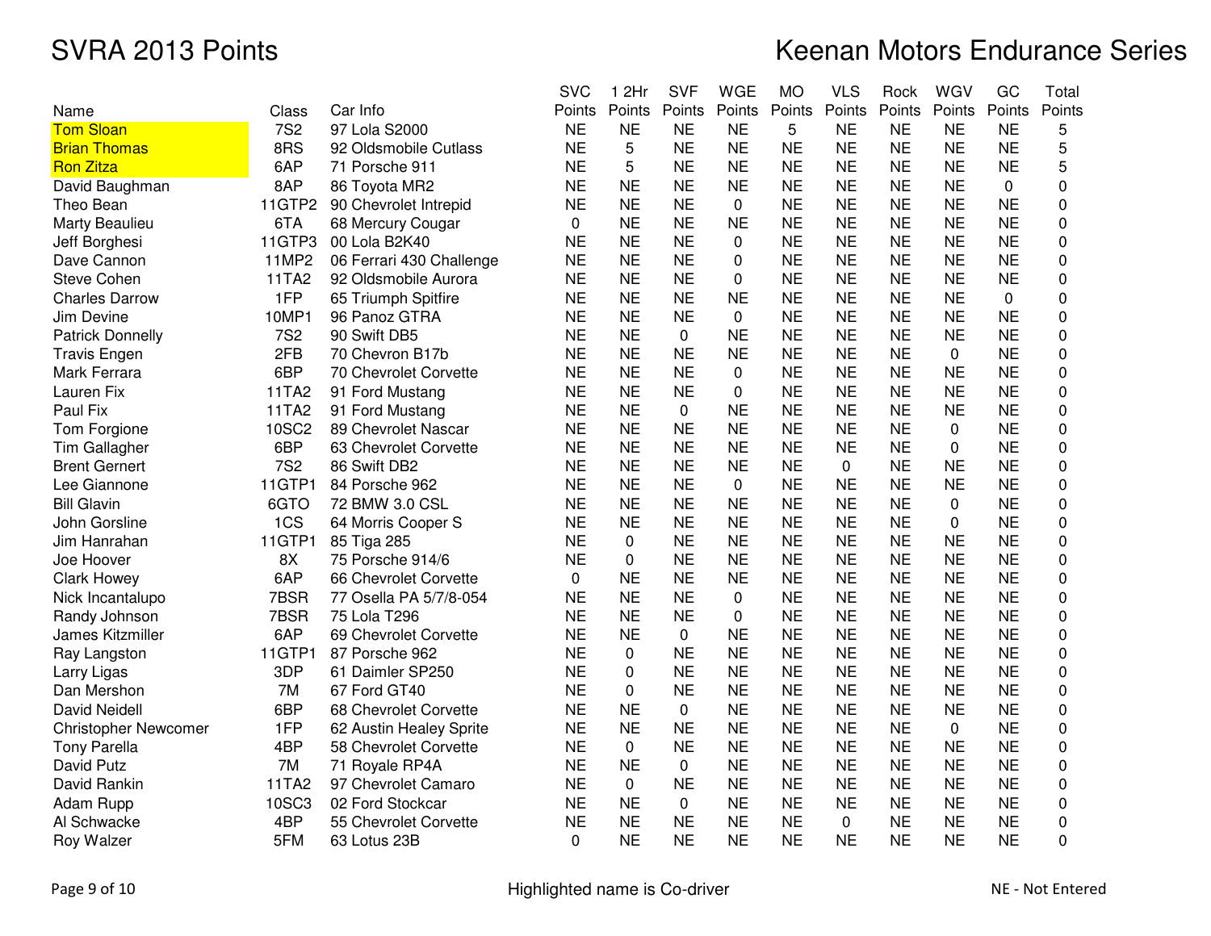# SVRA 2013 Points

# Keenan Motors Endurance Series

| Name | Class | Car Info | SVC Points | 1 2Hr Points | SVF Points | WGE Points | MO Points | VLS Points | Rock Points | WGV Points | GC Points | Total Points |
|---|---|---|---|---|---|---|---|---|---|---|---|---|
| Tom Sloan | 7S2 | 97 Lola S2000 | NE | NE | NE | NE | 5 | NE | NE | NE | NE | 5 |
| Brian Thomas | 8RS | 92 Oldsmobile Cutlass | NE | 5 | NE | NE | NE | NE | NE | NE | NE | 5 |
| Ron Zitza | 6AP | 71 Porsche 911 | NE | 5 | NE | NE | NE | NE | NE | NE | NE | 5 |
| David Baughman | 8AP | 86 Toyota MR2 | NE | NE | NE | NE | NE | NE | NE | NE | 0 | 0 |
| Theo Bean | 11GTP2 | 90 Chevrolet Intrepid | NE | NE | NE | 0 | NE | NE | NE | NE | NE | 0 |
| Marty Beaulieu | 6TA | 68 Mercury Cougar | 0 | NE | NE | NE | NE | NE | NE | NE | NE | 0 |
| Jeff Borghesi | 11GTP3 | 00 Lola B2K40 | NE | NE | NE | 0 | NE | NE | NE | NE | NE | 0 |
| Dave Cannon | 11MP2 | 06 Ferrari 430 Challenge | NE | NE | NE | 0 | NE | NE | NE | NE | NE | 0 |
| Steve Cohen | 11TA2 | 92 Oldsmobile Aurora | NE | NE | NE | 0 | NE | NE | NE | NE | NE | 0 |
| Charles Darrow | 1FP | 65 Triumph Spitfire | NE | NE | NE | NE | NE | NE | NE | NE | 0 | 0 |
| Jim Devine | 10MP1 | 96 Panoz GTRA | NE | NE | NE | 0 | NE | NE | NE | NE | NE | 0 |
| Patrick Donnelly | 7S2 | 90 Swift DB5 | NE | NE | 0 | NE | NE | NE | NE | NE | NE | 0 |
| Travis Engen | 2FB | 70 Chevron B17b | NE | NE | NE | NE | NE | NE | NE | 0 | NE | 0 |
| Mark Ferrara | 6BP | 70 Chevrolet Corvette | NE | NE | NE | 0 | NE | NE | NE | NE | NE | 0 |
| Lauren Fix | 11TA2 | 91 Ford Mustang | NE | NE | NE | 0 | NE | NE | NE | NE | NE | 0 |
| Paul Fix | 11TA2 | 91 Ford Mustang | NE | NE | 0 | NE | NE | NE | NE | NE | NE | 0 |
| Tom Forgione | 10SC2 | 89 Chevrolet Nascar | NE | NE | NE | NE | NE | NE | NE | 0 | NE | 0 |
| Tim Gallagher | 6BP | 63 Chevrolet Corvette | NE | NE | NE | NE | NE | NE | NE | 0 | NE | 0 |
| Brent Gernert | 7S2 | 86 Swift DB2 | NE | NE | NE | NE | NE | 0 | NE | NE | NE | 0 |
| Lee Giannone | 11GTP1 | 84 Porsche 962 | NE | NE | NE | 0 | NE | NE | NE | NE | NE | 0 |
| Bill Glavin | 6GTO | 72 BMW 3.0 CSL | NE | NE | NE | NE | NE | NE | NE | 0 | NE | 0 |
| John Gorsline | 1CS | 64 Morris Cooper S | NE | NE | NE | NE | NE | NE | NE | 0 | NE | 0 |
| Jim Hanrahan | 11GTP1 | 85 Tiga 285 | NE | 0 | NE | NE | NE | NE | NE | NE | NE | 0 |
| Joe Hoover | 8X | 75 Porsche 914/6 | NE | 0 | NE | NE | NE | NE | NE | NE | NE | 0 |
| Clark Howey | 6AP | 66 Chevrolet Corvette | 0 | NE | NE | NE | NE | NE | NE | NE | NE | 0 |
| Nick Incantalupo | 7BSR | 77 Osella PA 5/7/8-054 | NE | NE | NE | 0 | NE | NE | NE | NE | NE | 0 |
| Randy Johnson | 7BSR | 75 Lola T296 | NE | NE | NE | 0 | NE | NE | NE | NE | NE | 0 |
| James Kitzmiller | 6AP | 69 Chevrolet Corvette | NE | NE | 0 | NE | NE | NE | NE | NE | NE | 0 |
| Ray Langston | 11GTP1 | 87 Porsche 962 | NE | 0 | NE | NE | NE | NE | NE | NE | NE | 0 |
| Larry Ligas | 3DP | 61 Daimler SP250 | NE | 0 | NE | NE | NE | NE | NE | NE | NE | 0 |
| Dan Mershon | 7M | 67 Ford GT40 | NE | 0 | NE | NE | NE | NE | NE | NE | NE | 0 |
| David Neidell | 6BP | 68 Chevrolet Corvette | NE | NE | 0 | NE | NE | NE | NE | NE | NE | 0 |
| Christopher Newcomer | 1FP | 62 Austin Healey Sprite | NE | NE | NE | NE | NE | NE | NE | 0 | NE | 0 |
| Tony Parella | 4BP | 58 Chevrolet Corvette | NE | 0 | NE | NE | NE | NE | NE | NE | NE | 0 |
| David Putz | 7M | 71 Royale RP4A | NE | NE | 0 | NE | NE | NE | NE | NE | NE | 0 |
| David Rankin | 11TA2 | 97 Chevrolet Camaro | NE | 0 | NE | NE | NE | NE | NE | NE | NE | 0 |
| Adam Rupp | 10SC3 | 02 Ford Stockcar | NE | NE | 0 | NE | NE | NE | NE | NE | NE | 0 |
| Al Schwacke | 4BP | 55 Chevrolet Corvette | NE | NE | NE | NE | NE | 0 | NE | NE | NE | 0 |
| Roy Walzer | 5FM | 63 Lotus 23B | 0 | NE | NE | NE | NE | NE | NE | NE | NE | 0 |

Highlighted name is Co-driver

NE - Not Entered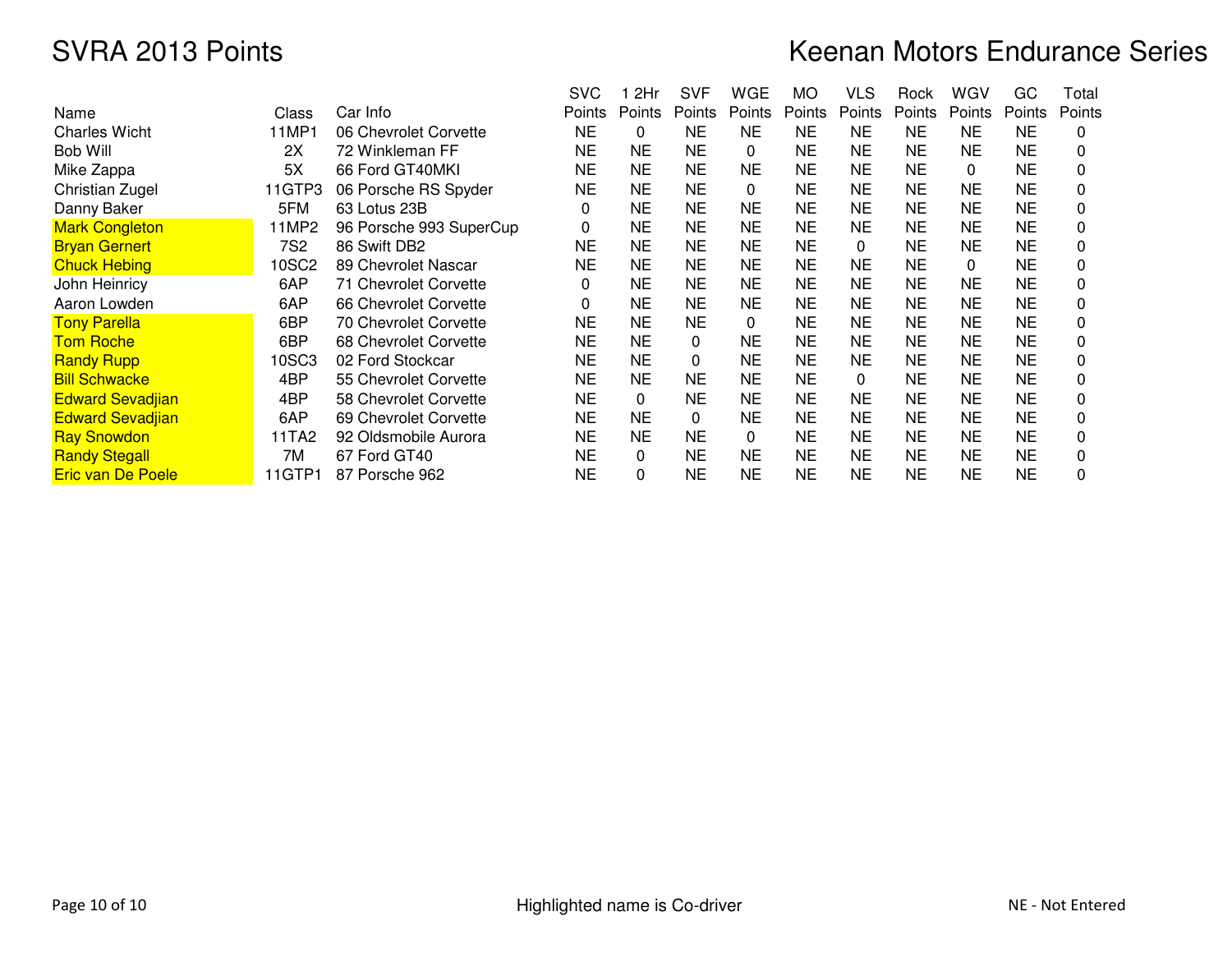# SVRA 2013 Points

# Keenan Motors Endurance Series

| Name | Class | Car Info | SVC Points | 1 2Hr Points | SVF Points | WGE Points | MO Points | VLS Points | Rock Points | WGV Points | GC Points | Total Points |
|---|---|---|---|---|---|---|---|---|---|---|---|---|
| Charles Wicht | 11MP1 | 06 Chevrolet Corvette | NE | 0 | NE | NE | NE | NE | NE | NE | NE | 0 |
| Bob Will | 2X | 72 Winkleman FF | NE | NE | NE | 0 | NE | NE | NE | NE | NE | 0 |
| Mike Zappa | 5X | 66 Ford GT40MKI | NE | NE | NE | NE | NE | NE | NE | 0 | NE | 0 |
| Christian Zugel | 11GTP3 | 06 Porsche RS Spyder | NE | NE | NE | 0 | NE | NE | NE | NE | NE | 0 |
| Danny Baker | 5FM | 63 Lotus 23B | 0 | NE | NE | NE | NE | NE | NE | NE | NE | 0 |
| Mark Congleton | 11MP2 | 96 Porsche 993 SuperCup | 0 | NE | NE | NE | NE | NE | NE | NE | NE | 0 |
| Bryan Gernert | 7S2 | 86 Swift DB2 | NE | NE | NE | NE | NE | 0 | NE | NE | NE | 0 |
| Chuck Hebing | 10SC2 | 89 Chevrolet Nascar | NE | NE | NE | NE | NE | NE | NE | 0 | NE | 0 |
| John Heinricy | 6AP | 71 Chevrolet Corvette | 0 | NE | NE | NE | NE | NE | NE | NE | NE | 0 |
| Aaron Lowden | 6AP | 66 Chevrolet Corvette | 0 | NE | NE | NE | NE | NE | NE | NE | NE | 0 |
| Tony Parella | 6BP | 70 Chevrolet Corvette | NE | NE | NE | 0 | NE | NE | NE | NE | NE | 0 |
| Tom Roche | 6BP | 68 Chevrolet Corvette | NE | NE | 0 | NE | NE | NE | NE | NE | NE | 0 |
| Randy Rupp | 10SC3 | 02 Ford Stockcar | NE | NE | 0 | NE | NE | NE | NE | NE | NE | 0 |
| Bill Schwacke | 4BP | 55 Chevrolet Corvette | NE | NE | NE | NE | NE | 0 | NE | NE | NE | 0 |
| Edward Sevadjian | 4BP | 58 Chevrolet Corvette | NE | 0 | NE | NE | NE | NE | NE | NE | NE | 0 |
| Edward Sevadjian | 6AP | 69 Chevrolet Corvette | NE | NE | 0 | NE | NE | NE | NE | NE | NE | 0 |
| Ray Snowdon | 11TA2 | 92 Oldsmobile Aurora | NE | NE | NE | 0 | NE | NE | NE | NE | NE | 0 |
| Randy Stegall | 7M | 67 Ford GT40 | NE | 0 | NE | NE | NE | NE | NE | NE | NE | 0 |
| Eric van De Poele | 11GTP1 | 87 Porsche 962 | NE | 0 | NE | NE | NE | NE | NE | NE | NE | 0 |

Highlighted name is Co-driver

NE - Not Entered